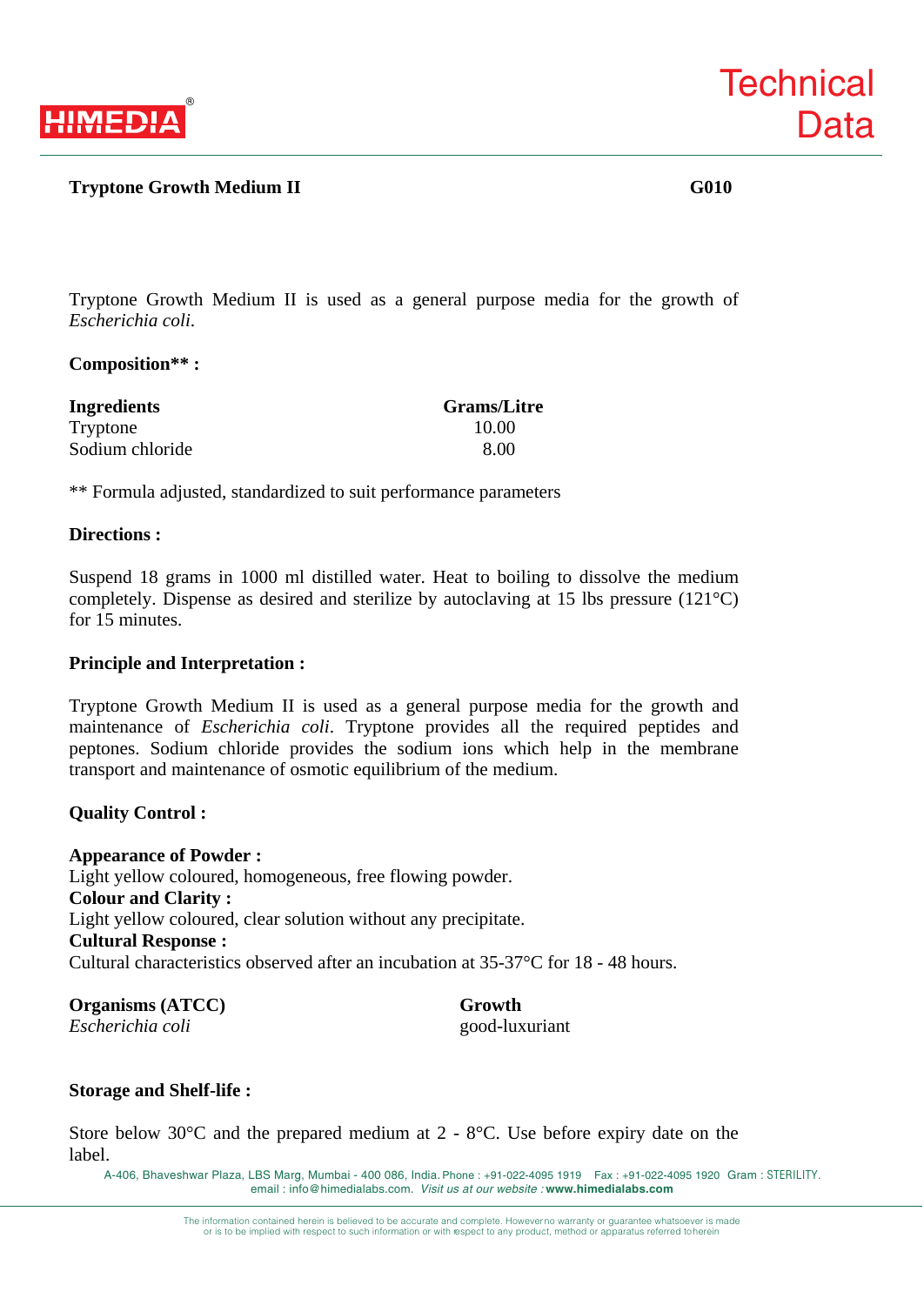# Technical Data

**Tryptone Growth Medium II** **G010**

Tryptone Growth Medium II is used as a general purpose media for the growth of *Escherichia coli*.

**Composition** :**

| Ingredients | Grams/Litre |
|---|---|
| Tryptone | 10.00 |
| Sodium chloride | 8.00 |

** Formula adjusted, standardized to suit performance parameters

**Directions :**

Suspend 18 grams in 1000 ml distilled water. Heat to boiling to dissolve the medium completely. Dispense as desired and sterilize by autoclaving at 15 lbs pressure (121°C) for 15 minutes.

**Principle and Interpretation :**

Tryptone Growth Medium II is used as a general purpose media for the growth and maintenance of *Escherichia coli*. Tryptone provides all the required peptides and peptones. Sodium chloride provides the sodium ions which help in the membrane transport and maintenance of osmotic equilibrium of the medium.

**Quality Control :**

**Appearance of Powder :**
Light yellow coloured, homogeneous, free flowing powder.
**Colour and Clarity :**
Light yellow coloured, clear solution without any precipitate.
**Cultural Response :**
Cultural characteristics observed after an incubation at 35-37°C for 18 - 48 hours.

| Organisms (ATCC) | Growth |
|---|---|
| *Escherichia coli* | good-luxuriant |

**Storage and Shelf-life :**

Store below 30°C and the prepared medium at 2 - 8°C. Use before expiry date on the label.

A-406, Bhaveshwar Plaza, LBS Marg, Mumbai - 400 086, India. Phone : +91-022-4095 1919 Fax : +91-022-4095 1920 Gram : STERILITY.
email : info@himedialabs.com. *Visit us at our website :* **www.himedialabs.com**

The information contained herein is believed to be accurate and complete. However no warranty or guarantee whatsoever is made or is to be implied with respect to such information or with respect to any product, method or apparatus referred to herein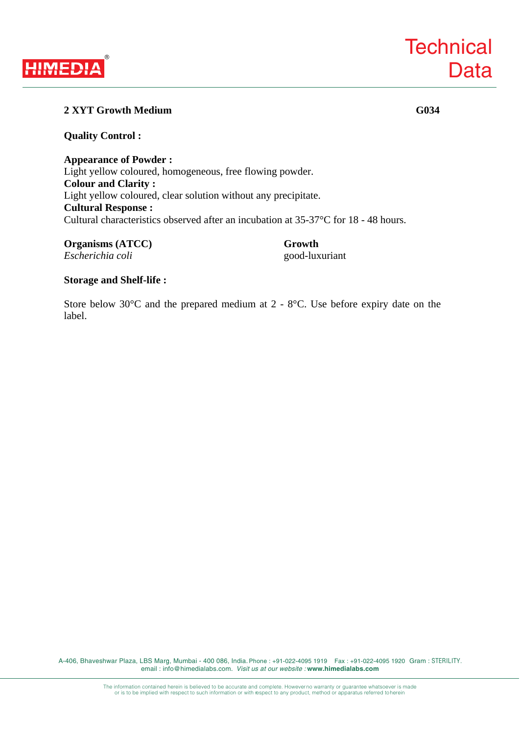**2 XYT Growth Medium** **G034**

**Quality Control :**

**Appearance of Powder :**
Light yellow coloured, homogeneous, free flowing powder.
**Colour and Clarity :**
Light yellow coloured, clear solution without any precipitate.
**Cultural Response :**
Cultural characteristics observed after an incubation at 35-37°C for 18 - 48 hours.

| Organisms (ATCC) | Growth |
|---|---|
| *Escherichia coli* | good-luxuriant |

**Storage and Shelf-life :**

Store below 30°C and the prepared medium at 2 - 8°C. Use before expiry date on the label.

A-406, Bhaveshwar Plaza, LBS Marg, Mumbai - 400 086, India. Phone : +91-022-4095 1919 Fax : +91-022-4095 1920 Gram : STERILITY.
email : info@himedialabs.com. *Visit us at our website :* **www.himedialabs.com**

The information contained herein is believed to be accurate and complete. However no warranty or guarantee whatsoever is made or is to be implied with respect to such information or with respect to any product, method or apparatus referred to herein